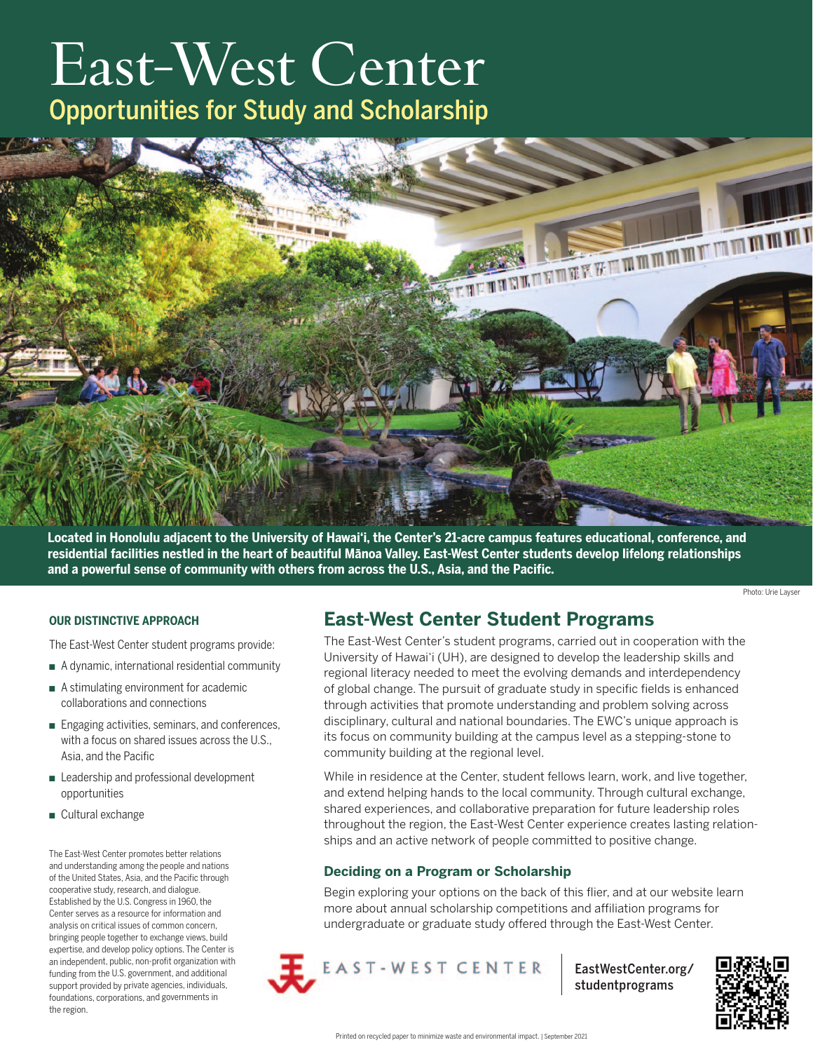# East-West Center

## Opportunities for Study and Scholarship

**Located in Honolulu adjacent to the University of Hawai'i, the Center's 21-acre campus features educational, conference, and residential facilities nestled in the heart of beautiful Mānoa Valley. East-West Center students develop lifelong relationships and a powerful sense of community with others from across the U.S., Asia, and the Pacific.**

Photo: Urie Layser

### OUR DISTINCTIVE APPROACH

The East-West Center student programs provide:

- A dynamic, international residential community
- A stimulating environment for academic collaborations and connections
- Engaging activities, seminars, and conferences, with a focus on shared issues across the U.S., Asia, and the Pacific
- Leadership and professional development opportunities
- Cultural exchange

The East-West Center promotes better relations and understanding among the people and nations of the United States, Asia, and the Pacific through cooperative study, research, and dialogue. Established by the U.S. Congress in 1960, the Center serves as a resource for information and analysis on critical issues of common concern, bringing people together to exchange views, build expertise, and develop policy options. The Center is an independent, public, non-profit organization with funding from the U.S. government, and additional support provided by private agencies, individuals, foundations, corporations, and governments in the region.

## East-West Center Student Programs

The East-West Center's student programs, carried out in cooperation with the University of Hawai'i (UH), are designed to develop the leadership skills and regional literacy needed to meet the evolving demands and interdependency of global change. The pursuit of graduate study in specific fields is enhanced through activities that promote understanding and problem solving across disciplinary, cultural and national boundaries. The EWC's unique approach is its focus on community building at the campus level as a stepping-stone to community building at the regional level.

While in residence at the Center, student fellows learn, work, and live together, and extend helping hands to the local community. Through cultural exchange, shared experiences, and collaborative preparation for future leadership roles throughout the region, the East-West Center experience creates lasting relationships and an active network of people committed to positive change.

### Deciding on a Program or Scholarship

Begin exploring your options on the back of this flier, and at our website learn more about annual scholarship competitions and affiliation programs for undergraduate or graduate study offered through the East-West Center.

EAST-WEST CENTER

EastWestCenter.org/studentprograms

Printed on recycled paper to minimize waste and environmental impact. | September 2021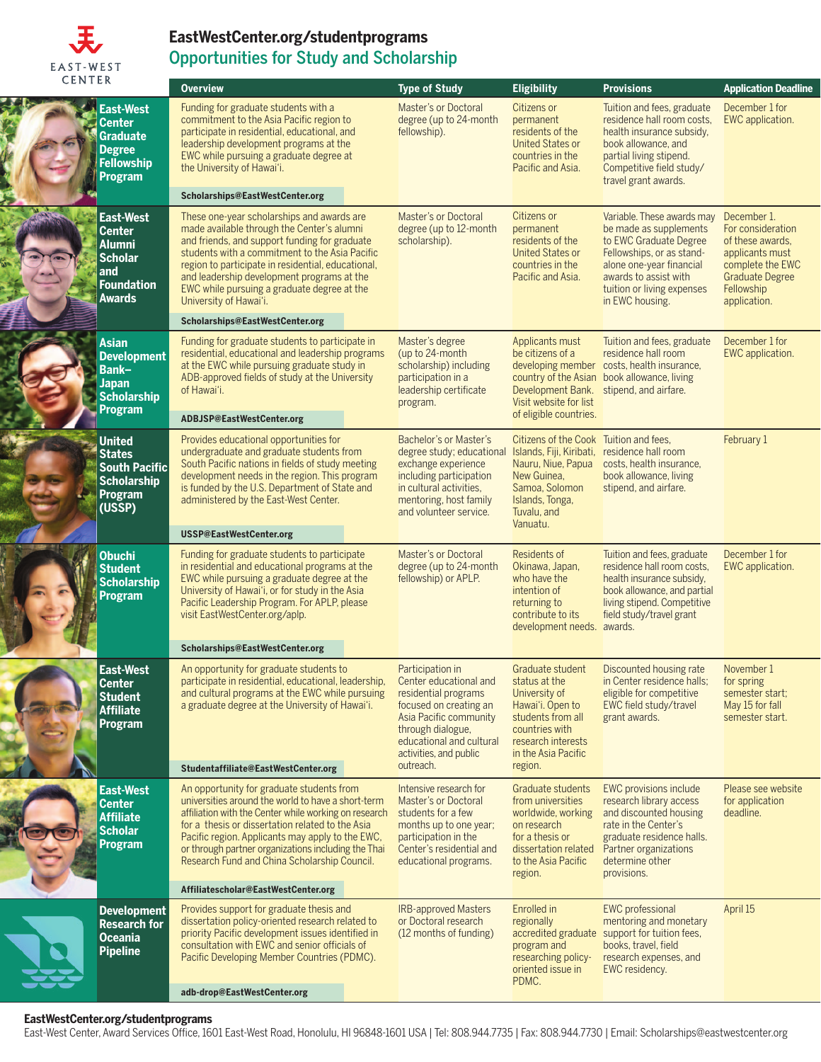**EAST-WEST CENTER**

## EastWestCenter.org/studentprograms

## Opportunities for Study and Scholarship

| Program | Overview | Type of Study | Eligibility | Provisions | Application Deadline |
|---|---|---|---|---|---|
| **East-West Center Graduate Degree Fellowship Program** | Funding for graduate students with a commitment to the Asia Pacific region to participate in residential, educational, and leadership development programs at the EWC while pursuing a graduate degree at the University of Hawai'i. **Scholarships@EastWestCenter.org** | Master's or Doctoral degree (up to 24-month fellowship). | Citizens or permanent residents of the United States or countries in the Pacific and Asia. | Tuition and fees, graduate residence hall room costs, health insurance subsidy, book allowance, and partial living stipend. Competitive field study/ travel grant awards. | December 1 for EWC application. |
| **East-West Center Alumni Scholar and Foundation Awards** | These one-year scholarships and awards are made available through the Center's alumni and friends, and support funding for graduate students with a commitment to the Asia Pacific region to participate in residential, educational, and leadership development programs at the EWC while pursuing a graduate degree at the University of Hawai'i. **Scholarships@EastWestCenter.org** | Master's or Doctoral degree (up to 12-month scholarship). | Citizens or permanent residents of the United States or countries in the Pacific and Asia. | Variable. These awards may be made as supplements to EWC Graduate Degree Fellowships, or as stand-alone one-year financial awards to assist with tuition or living expenses in EWC housing. | December 1. For consideration of these awards, applicants must complete the EWC Graduate Degree Fellowship application. |
| **Asian Development Bank–Japan Scholarship Program** | Funding for graduate students to participate in residential, educational and leadership programs at the EWC while pursuing graduate study in ADB-approved fields of study at the University of Hawai'i. **ADBJSP@EastWestCenter.org** | Master's degree (up to 24-month scholarship) including participation in a leadership certificate program. | Applicants must be citizens of a developing member country of the Asian Development Bank. Visit website for list of eligible countries. | Tuition and fees, graduate residence hall room costs, health insurance, book allowance, living stipend, and airfare. | December 1 for EWC application. |
| **United States South Pacific Scholarship Program (USSP)** | Provides educational opportunities for undergraduate and graduate students from South Pacific nations in fields of study meeting development needs in the region. This program is funded by the U.S. Department of State and administered by the East-West Center. **USSP@EastWestCenter.org** | Bachelor's or Master's degree study; educational exchange experience including participation in cultural activities, mentoring, host family and volunteer service. | Citizens of the Cook Islands, Fiji, Kiribati, Nauru, Niue, Papua New Guinea, Samoa, Solomon Islands, Tonga, Tuvalu, and Vanuatu. | Tuition and fees, residence hall room costs, health insurance, book allowance, living stipend, and airfare. | February 1 |
| **Obuchi Student Scholarship Program** | Funding for graduate students to participate in residential and educational programs at the EWC while pursuing a graduate degree at the University of Hawai'i, or for study in the Asia Pacific Leadership Program. For APLP, please visit EastWestCenter.org/aplp. **Scholarships@EastWestCenter.org** | Master's or Doctoral degree (up to 24-month fellowship) or APLP. | Residents of Okinawa, Japan, who have the intention of returning to contribute to its development needs. | Tuition and fees, graduate residence hall room costs, health insurance subsidy, book allowance, and partial living stipend. Competitive field study/travel grant awards. | December 1 for EWC application. |
| **East-West Center Student Affiliate Program** | An opportunity for graduate students to participate in residential, educational, leadership, and cultural programs at the EWC while pursuing a graduate degree at the University of Hawai'i. **Studentaffiliate@EastWestCenter.org** | Participation in Center educational and residential programs focused on creating an Asia Pacific community through dialogue, educational and cultural activities, and public outreach. | Graduate student status at the University of Hawai'i. Open to students from all countries with research interests in the Asia Pacific region. | Discounted housing rate in Center residence halls; eligible for competitive EWC field study/travel grant awards. | November 1 for spring semester start; May 15 for fall semester start. |
| **East-West Center Affiliate Scholar Program** | An opportunity for graduate students from universities around the world to have a short-term affiliation with the Center while working on research for a thesis or dissertation related to the Asia Pacific region. Applicants may apply to the EWC, or through partner organizations including the Thai Research Fund and China Scholarship Council. **Affiliatescholar@EastWestCenter.org** | Intensive research for Master's or Doctoral students for a few months up to one year; participation in the Center's residential and educational programs. | Graduate students from universities worldwide, working on research for a thesis or dissertation related to the Asia Pacific region. | EWC provisions include research library access and discounted housing rate in the Center's graduate residence halls. Partner organizations determine other provisions. | Please see website for application deadline. |
| **Development Research for Oceania Pipeline** | Provides support for graduate thesis and dissertation policy-oriented research related to priority Pacific development issues identified in consultation with EWC and senior officials of Pacific Developing Member Countries (PDMC). **adb-drop@EastWestCenter.org** | IRB-approved Masters or Doctoral research (12 months of funding) | Enrolled in regionally accredited graduate program and researching policy-oriented issue in PDMC. | EWC professional mentoring and monetary support for tuition fees, books, travel, field research expenses, and EWC residency. | April 15 |

**EastWestCenter.org/studentprograms**

East-West Center, Award Services Office, 1601 East-West Road, Honolulu, HI 96848-1601 USA | Tel: 808.944.7735 | Fax: 808.944.7730 | Email: Scholarships@eastwestcenter.org